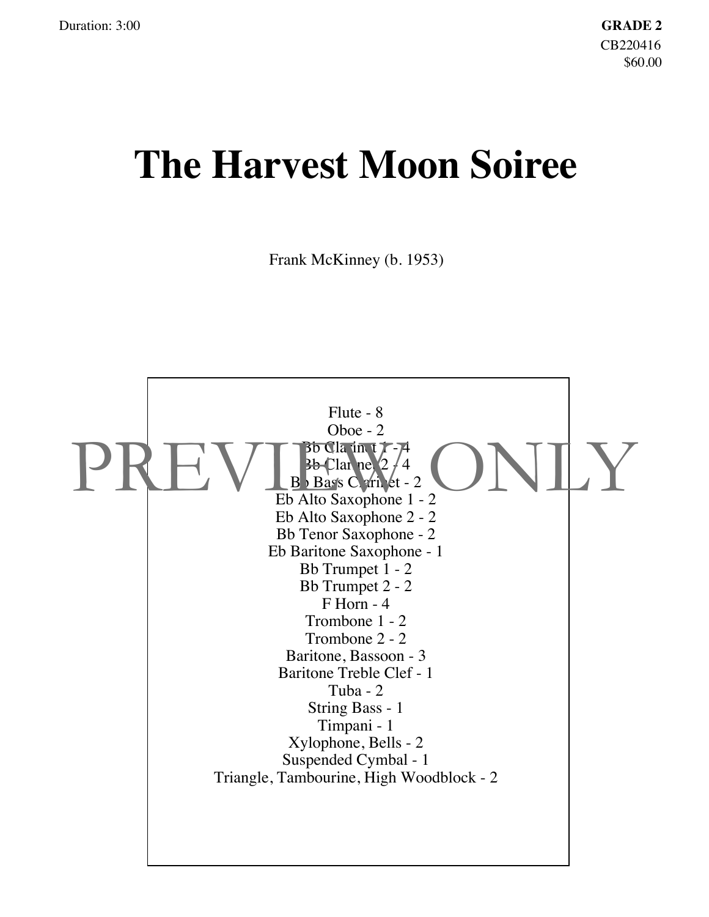Duration: 3:00

**GRADE 2**
CB220416
$60.00

# The Harvest Moon Soiree

Frank McKinney (b. 1953)

Flute - 8
Oboe - 2
Bb Clarinet 1 - 4
Bb Clarinet 2 - 4
Bb Bass Clarinet - 2
Eb Alto Saxophone 1 - 2
Eb Alto Saxophone 2 - 2
Bb Tenor Saxophone - 2
Eb Baritone Saxophone - 1
Bb Trumpet 1 - 2
Bb Trumpet 2 - 2
F Horn - 4
Trombone 1 - 2
Trombone 2 - 2
Baritone, Bassoon - 3
Baritone Treble Clef - 1
Tuba - 2
String Bass - 1
Timpani - 1
Xylophone, Bells - 2
Suspended Cymbal - 1
Triangle, Tambourine, High Woodblock - 2

PREVIEW ONLY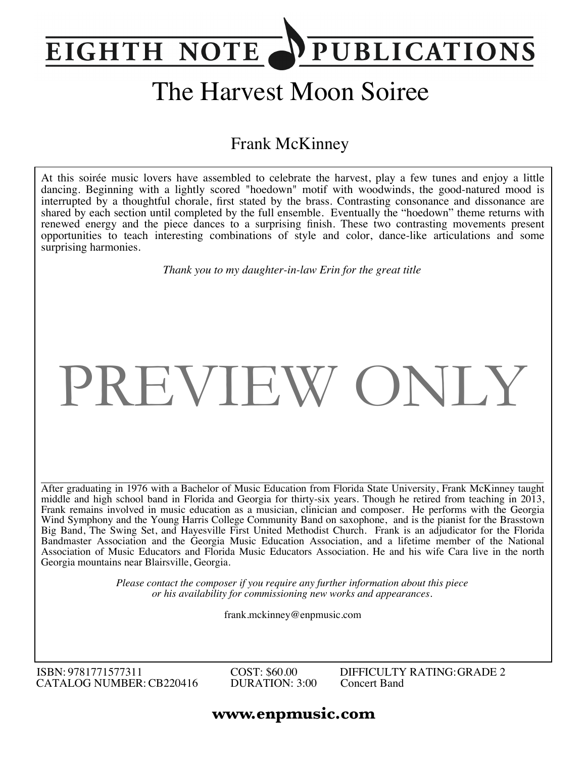# EIGHTH NOTE PUBLICATIONS

# The Harvest Moon Soiree

## Frank McKinney

At this soirée music lovers have assembled to celebrate the harvest, play a few tunes and enjoy a little dancing. Beginning with a lightly scored "hoedown" motif with woodwinds, the good-natured mood is interrupted by a thoughtful chorale, first stated by the brass. Contrasting consonance and dissonance are shared by each section until completed by the full ensemble. Eventually the "hoedown" theme returns with renewed energy and the piece dances to a surprising finish. These two contrasting movements present opportunities to teach interesting combinations of style and color, dance-like articulations and some surprising harmonies.

*Thank you to my daughter-in-law Erin for the great title*

PREVIEW ONLY

After graduating in 1976 with a Bachelor of Music Education from Florida State University, Frank McKinney taught middle and high school band in Florida and Georgia for thirty-six years. Though he retired from teaching in 2013, Frank remains involved in music education as a musician, clinician and composer. He performs with the Georgia Wind Symphony and the Young Harris College Community Band on saxophone, and is the pianist for the Brasstown Big Band, The Swing Set, and Hayesville First United Methodist Church. Frank is an adjudicator for the Florida Bandmaster Association and the Georgia Music Education Association, and a lifetime member of the National Association of Music Educators and Florida Music Educators Association. He and his wife Cara live in the north Georgia mountains near Blairsville, Georgia.

*Please contact the composer if you require any further information about this piece or his availability for commissioning new works and appearances.*

frank.mckinney@enpmusic.com

ISBN: 9781771577311
CATALOG NUMBER: CB220416

COST: $60.00
DURATION: 3:00

DIFFICULTY RATING: GRADE 2
Concert Band

**www.enpmusic.com**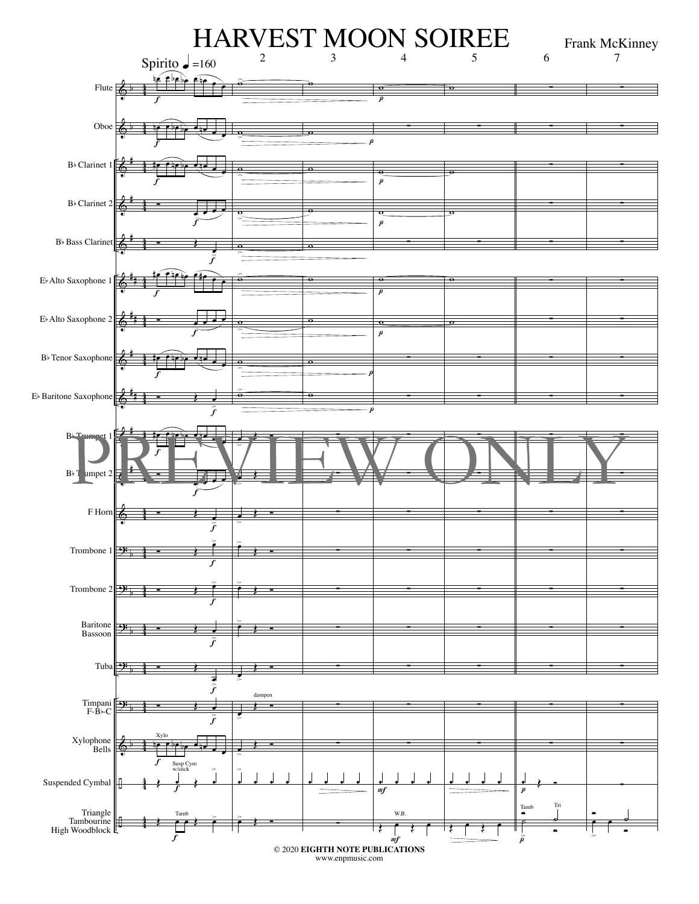# HARVEST MOON SOIREE

Frank McKinney

Spirito ♩=160

Flute

Oboe

B♭ Clarinet 1

B♭ Clarinet 2

B♭ Bass Clarinet

E♭ Alto Saxophone 1

E♭ Alto Saxophone 2

B♭ Tenor Saxophone

E♭ Baritone Saxophone

B♭ Trumpet 1

B♭ Trumpet 2

F Horn

Trombone 1

Trombone 2

Baritone
Bassoon

Tuba

Timpani
F-B♭-C

Xylophone
Bells

Suspended Cymbal

Triangle
Tambourine
High Woodblock

PREVIEW ONLY

© 2020 **EIGHTH NOTE PUBLICATIONS**
www.enpmusic.com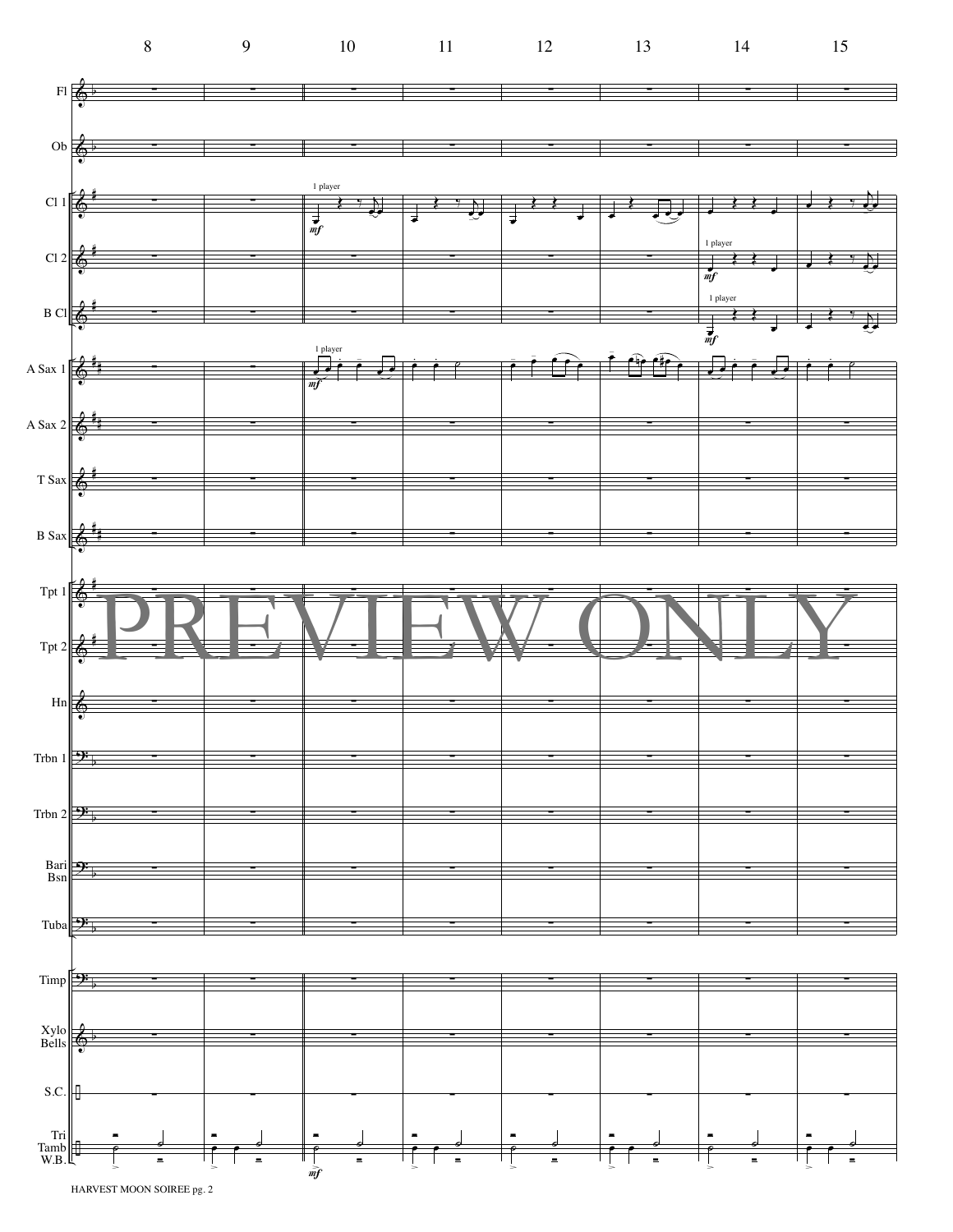8 9 10 11 12 13 14 15

Fl

Ob

Cl 1

1 player

*mf*

Cl 2

1 player

*mf*

B Cl

1 player

*mf*

A Sax 1

1 player

*mf*

A Sax 2

T Sax

B Sax

Tpt 1

Tpt 2

Hn

Trbn 1

Trbn 2

Bari Bsn

Tuba

Timp

Xylo Bells

S.C.

Tri Tamb W.B.

*mf*

PREVIEW ONLY

HARVEST MOON SOIREE pg. 2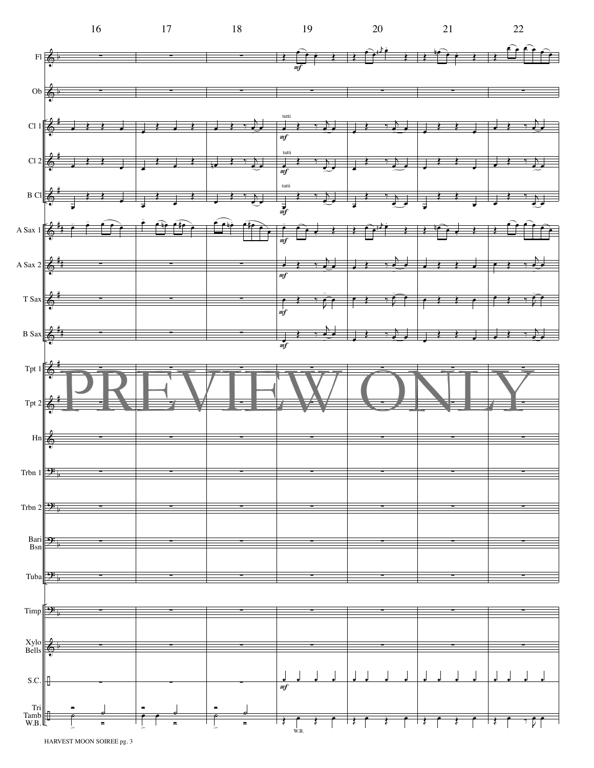16 17 18 19 20 21 22

Fl

*mf*

Ob

Cl 1

tutti

*mf*

Cl 2

tutti

*mf*

B Cl

tutti

*mf*

A Sax 1

*mf*

A Sax 2

*mf*

T Sax

*mf*

B Sax

*mf*

Tpt 1

PREVIEW ONLY

Tpt 2

Hn

Trbn 1

Trbn 2

Bari Bsn

Tuba

Timp

Xylo Bells

S.C.

*mf*

Tri Tamb W.B.

W.B.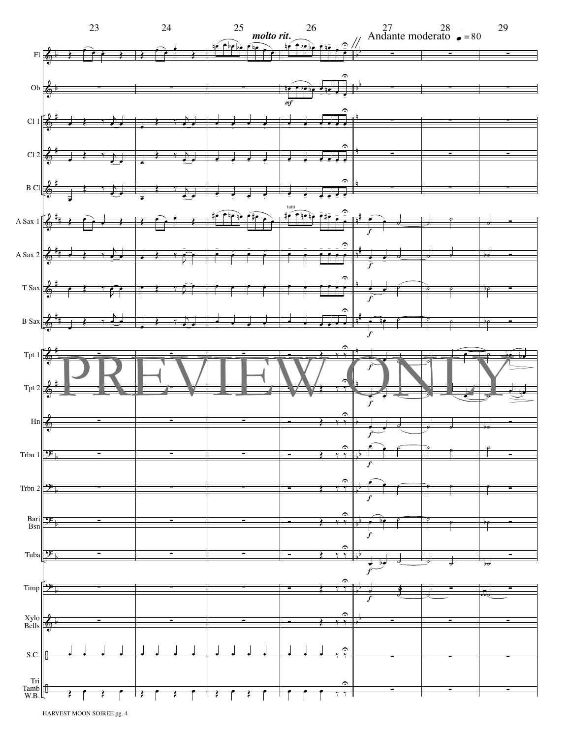23 24 25 *molto rit.* 26 27 Andante moderato ♩ = 80 28 29

Fl

Ob

Cl 1

Cl 2

B Cl

A Sax 1

A Sax 2

T Sax

B Sax

Tpt 1

Tpt 2

Hn

Trbn 1

Trbn 2

Bari Bsn

Tuba

Timp

Xylo Bells

S.C.

Tri Tamb W.B.

PREVIEW ONLY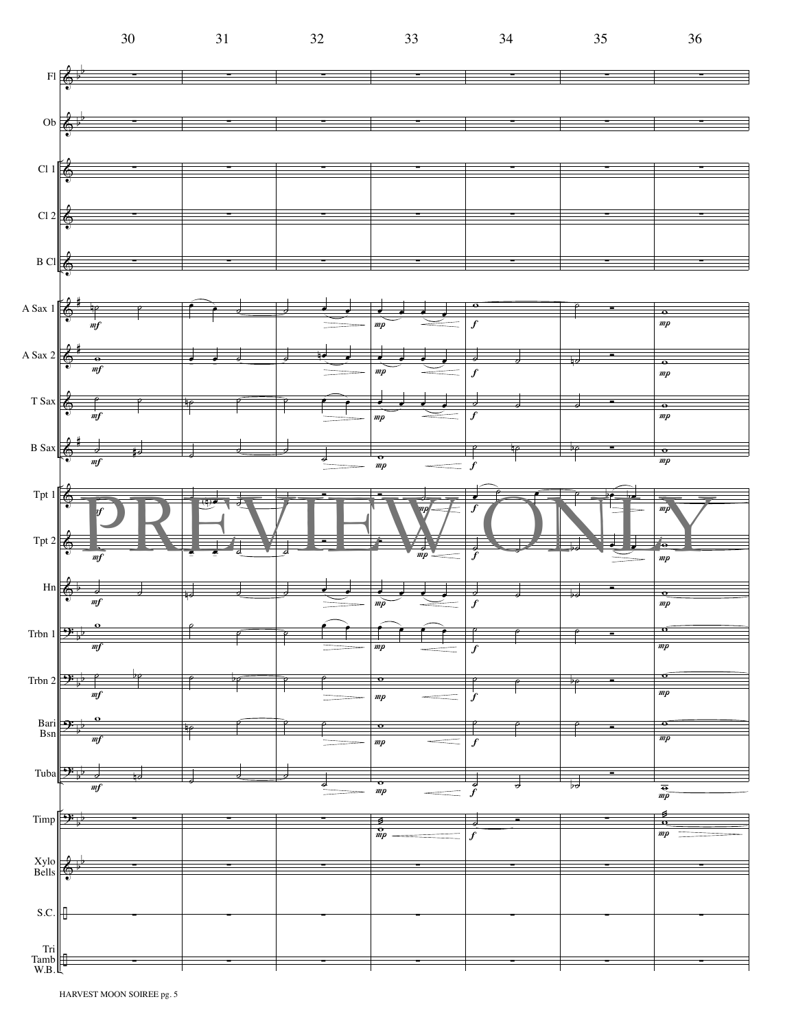30 31 32 33 34 35 36

Fl
Ob
Cl 1
Cl 2
B Cl
A Sax 1
A Sax 2
T Sax
B Sax
Tpt 1
Tpt 2
Hn
Trbn 1
Trbn 2
Bari Bsn
Tuba
Timp
Xylo Bells
S.C.
Tri Tamb W.B.

PREVIEW ONLY

HARVEST MOON SOIREE pg. 5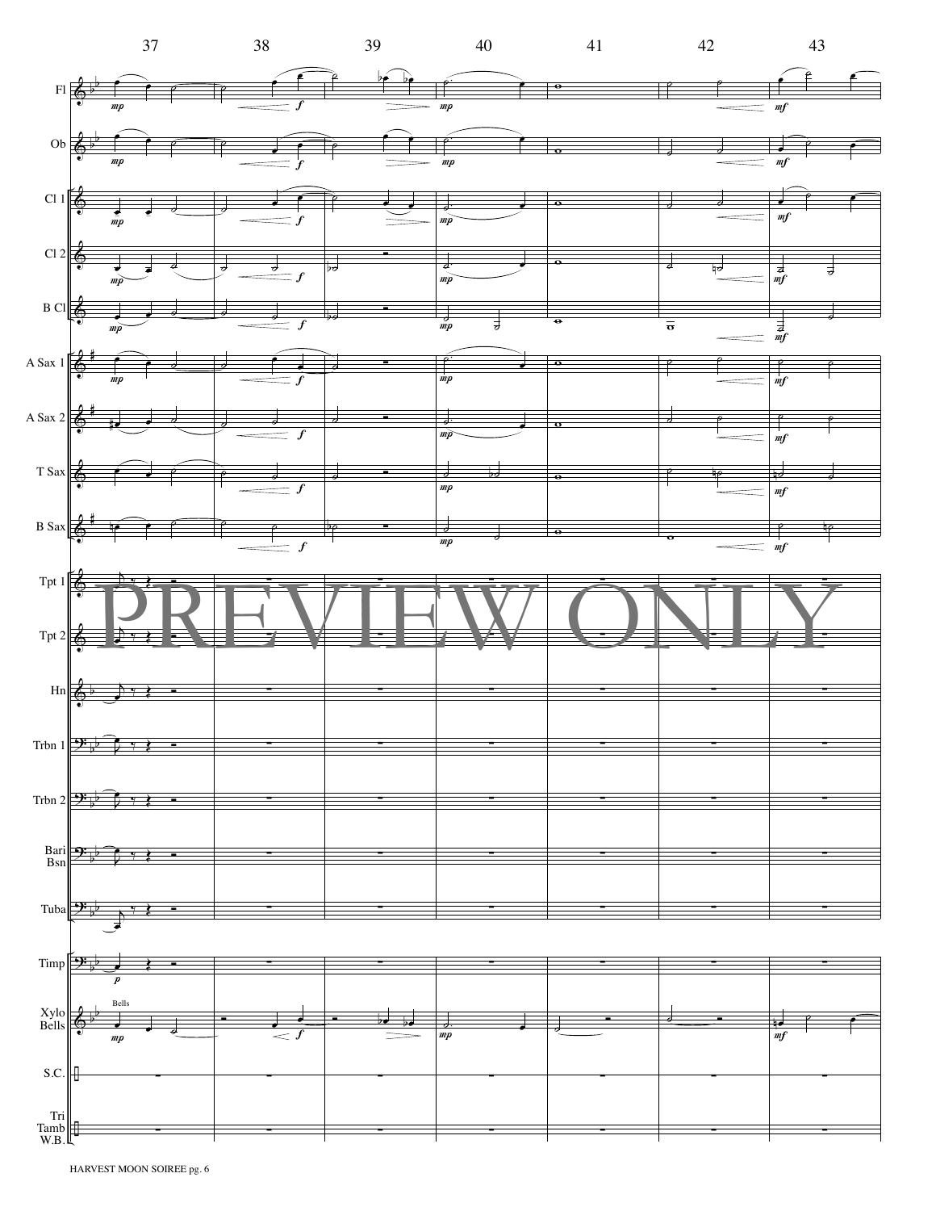37 38 39 40 41 42 43

Fl

Ob

Cl 1

Cl 2

B Cl

A Sax 1

A Sax 2

T Sax

B Sax

Tpt 1

Tpt 2

Hn

Trbn 1

Trbn 2

Bari Bsn

Tuba

Timp

Xylo Bells

Bells

S.C.

Tri Tamb W.B.

PREVIEW ONLY

HARVEST MOON SOIREE pg. 6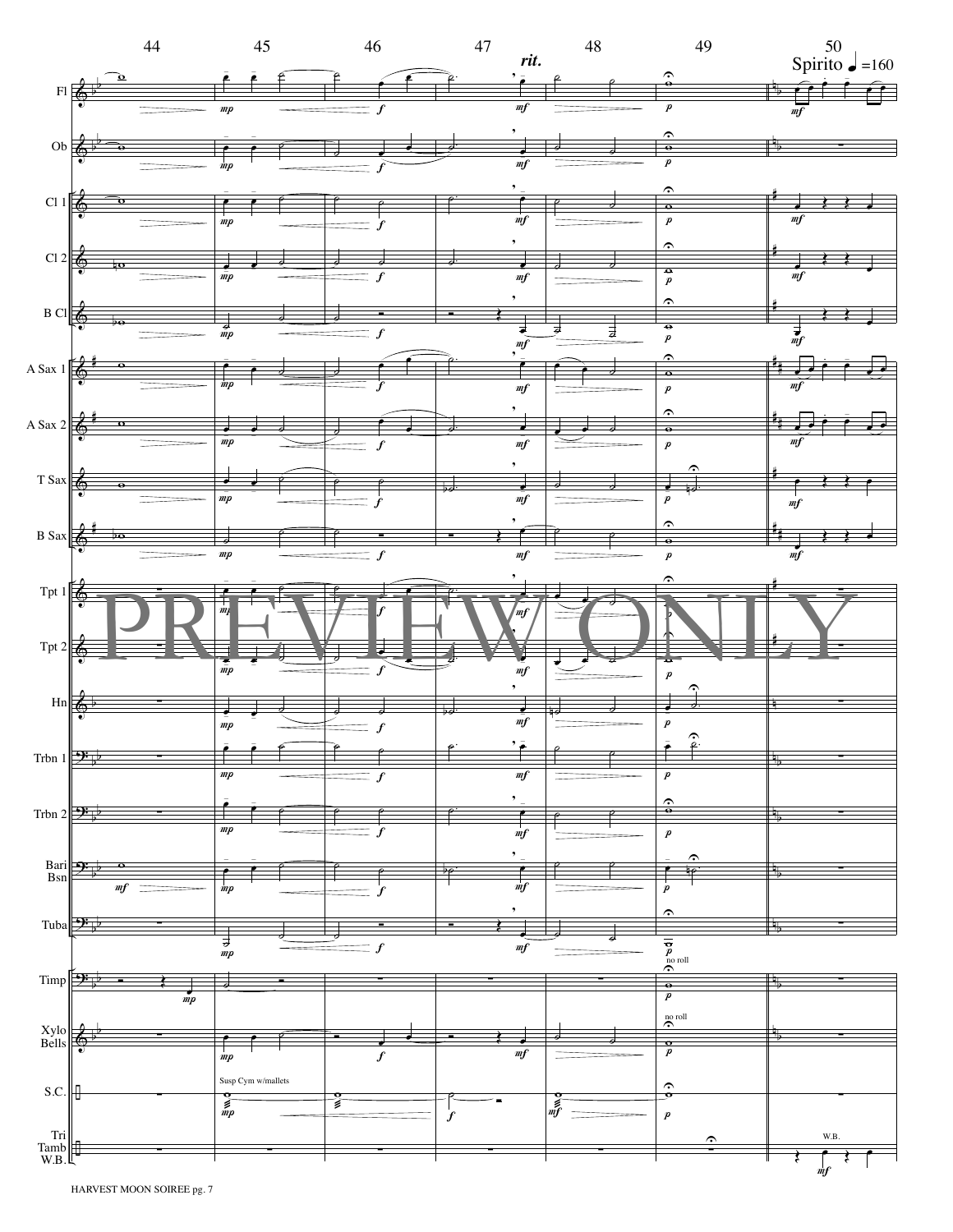44 45 46 47 *rit.* 48 49 50 Spirito ♩=160

Fl

Ob

Cl 1

Cl 2

B Cl

A Sax 1

A Sax 2

T Sax

B Sax

Tpt 1

Tpt 2

Hn

Trbn 1

Trbn 2

Bari Bsn

Tuba

Timp

Xylo Bells

S.C.

Tri Tamb W.B.

no roll

no roll

Susp Cym w/mallets

W.B.

PREVIEW ONLY

HARVEST MOON SOIREE pg. 7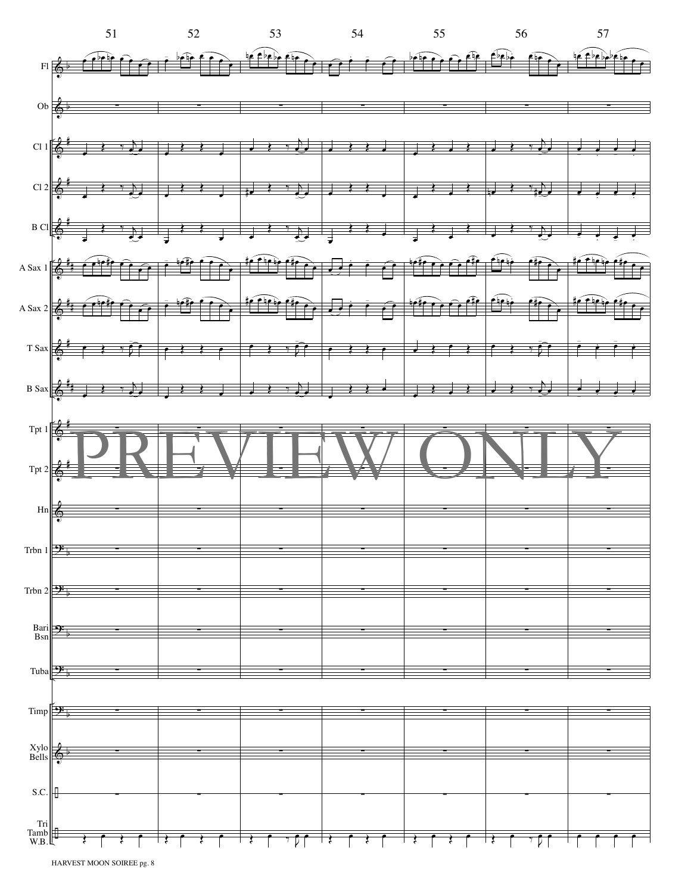51 52 53 54 55 56 57

Fl

Ob

Cl 1

Cl 2

B Cl

A Sax 1

A Sax 2

T Sax

B Sax

Tpt 1

Tpt 2

Hn

Trbn 1

Trbn 2

Bari Bsn

Tuba

Timp

Xylo Bells

S.C.

Tri Tamb W.B.

PREVIEW ONLY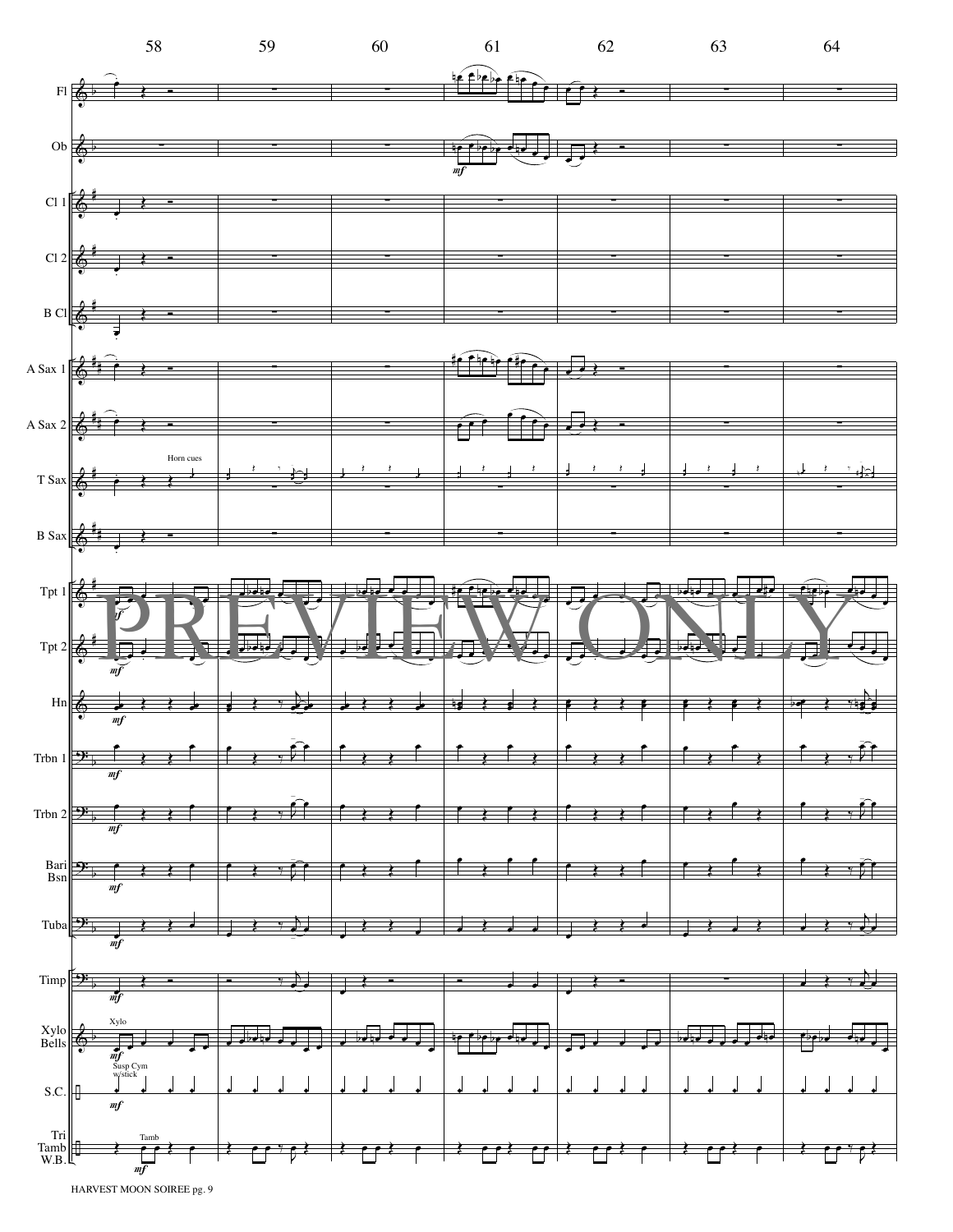58 59 60 61 62 63 64

Fl

Ob

Cl 1

Cl 2

B Cl

A Sax 1

A Sax 2

T Sax

Horn cues

B Sax

Tpt 1

Tpt 2

Hn

Trbn 1

Trbn 2

Bari Bsn

Tuba

Timp

Xylo Bells

Xylo

S.C.

Susp Cym w/stick

Tri Tamb W.B.

Tamb

mf

PREVIEW ONLY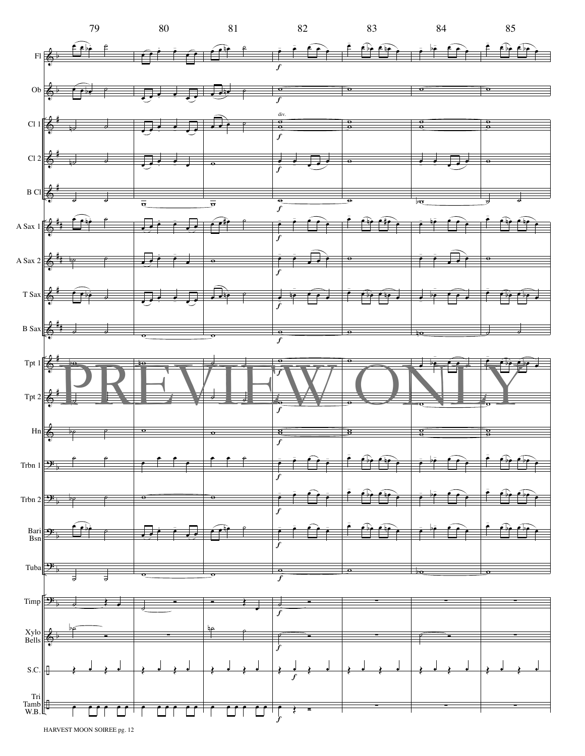79 80 81 82 83 84 85

Fl

Ob

Cl 1

Cl 2

B Cl

A Sax 1

A Sax 2

T Sax

B Sax

Tpt 1

Tpt 2

Hn

Trbn 1

Trbn 2

Bari Bsn

Tuba

Timp

Xylo Bells

S.C.

Tri Tamb W.B.

div.

*f*

PREVIEW ONLY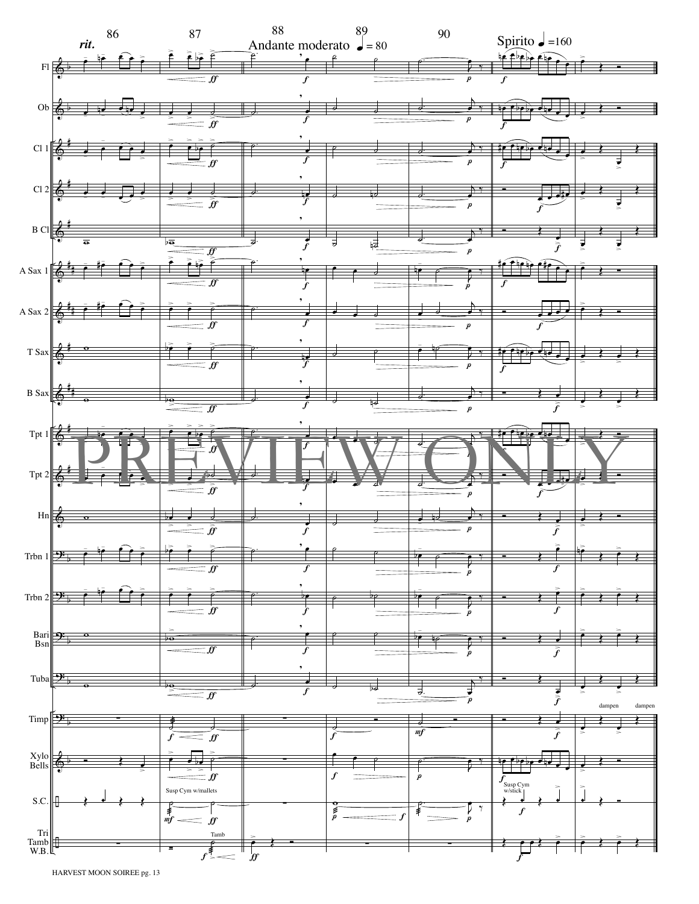86 87 88 89 90

*rit.*

Andante moderato ♩= 80

Spirito ♩=160

Fl

Ob

Cl 1

Cl 2

B Cl

A Sax 1

A Sax 2

T Sax

B Sax

Tpt 1

Tpt 2

Hn

Trbn 1

Trbn 2

Bari Bsn

Tuba

Timp

Xylo Bells

S.C.

Tri Tamb W.B.

Susp Cym w/mallets

Tamb

Susp Cym w/stick

dampen dampen

PREVIEW ONLY

HARVEST MOON SOIREE pg. 13